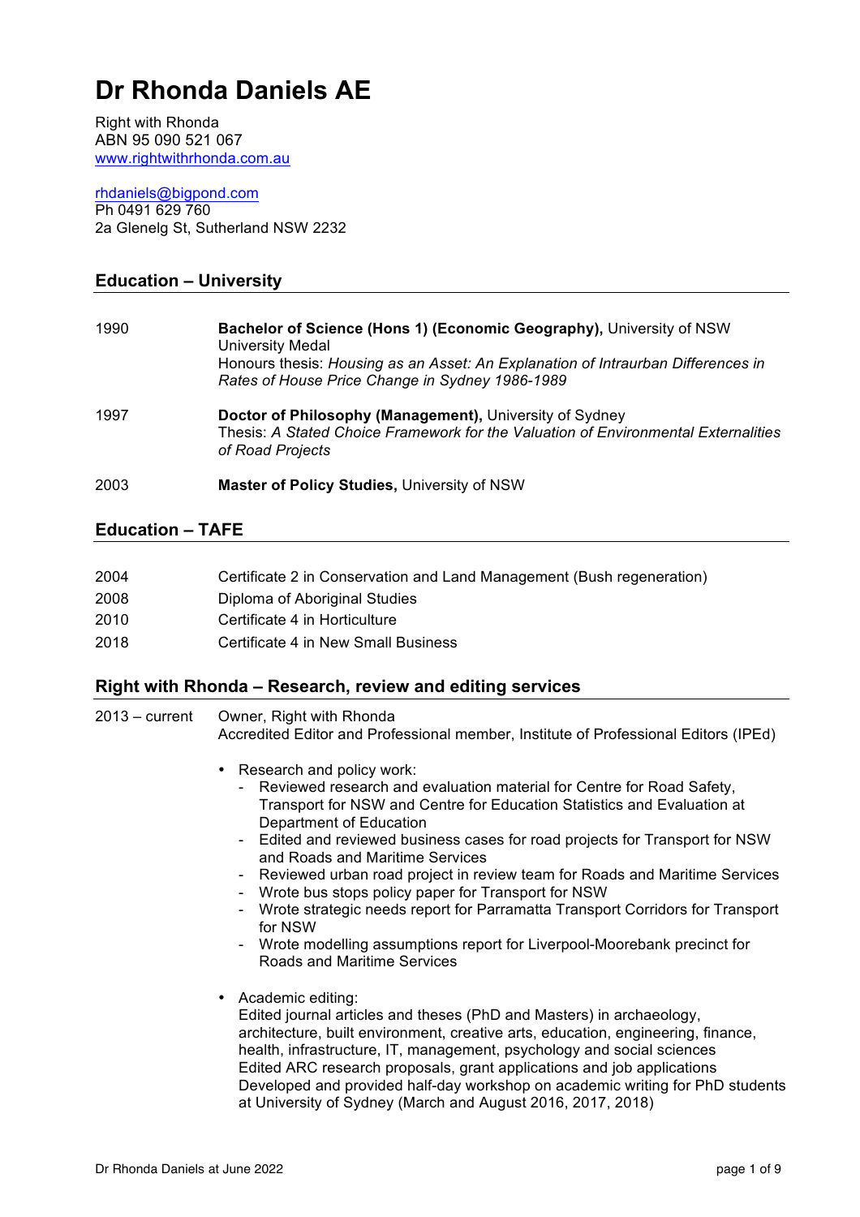# Dr Rhonda Daniels AE

Right with Rhonda
ABN 95 090 521 067
www.rightwithrhonda.com.au

rhdaniels@bigpond.com
Ph 0491 629 760
2a Glenelg St, Sutherland NSW 2232

## Education – University

1990 — **Bachelor of Science (Hons 1) (Economic Geography),** University of NSW
University Medal
Honours thesis: *Housing as an Asset: An Explanation of Intraurban Differences in Rates of House Price Change in Sydney 1986-1989*

1997 — **Doctor of Philosophy (Management),** University of Sydney
Thesis: *A Stated Choice Framework for the Valuation of Environmental Externalities of Road Projects*

2003 — **Master of Policy Studies,** University of NSW

## Education – TAFE

| | |
|---|---|
| 2004 | Certificate 2 in Conservation and Land Management (Bush regeneration) |
| 2008 | Diploma of Aboriginal Studies |
| 2010 | Certificate 4 in Horticulture |
| 2018 | Certificate 4 in New Small Business |

## Right with Rhonda – Research, review and editing services

2013 – current — Owner, Right with Rhonda
Accredited Editor and Professional member, Institute of Professional Editors (IPEd)

- Research and policy work:
  - Reviewed research and evaluation material for Centre for Road Safety, Transport for NSW and Centre for Education Statistics and Evaluation at Department of Education
  - Edited and reviewed business cases for road projects for Transport for NSW and Roads and Maritime Services
  - Reviewed urban road project in review team for Roads and Maritime Services
  - Wrote bus stops policy paper for Transport for NSW
  - Wrote strategic needs report for Parramatta Transport Corridors for Transport for NSW
  - Wrote modelling assumptions report for Liverpool-Moorebank precinct for Roads and Maritime Services

- Academic editing:
  Edited journal articles and theses (PhD and Masters) in archaeology, architecture, built environment, creative arts, education, engineering, finance, health, infrastructure, IT, management, psychology and social sciences
  Edited ARC research proposals, grant applications and job applications
  Developed and provided half-day workshop on academic writing for PhD students at University of Sydney (March and August 2016, 2017, 2018)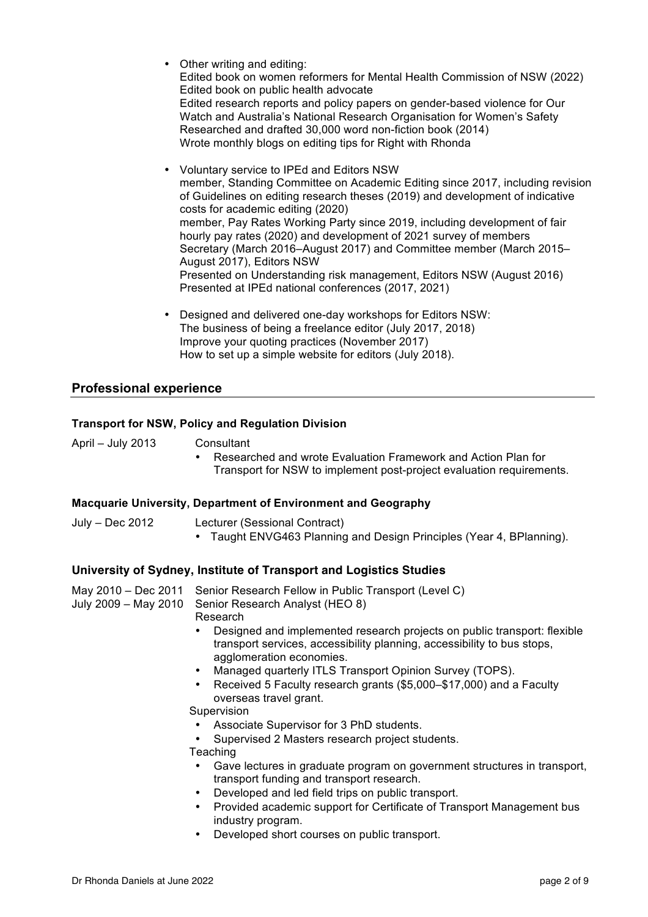- Other writing and editing:
  Edited book on women reformers for Mental Health Commission of NSW (2022)
  Edited book on public health advocate
  Edited research reports and policy papers on gender-based violence for Our Watch and Australia's National Research Organisation for Women's Safety
  Researched and drafted 30,000 word non-fiction book (2014)
  Wrote monthly blogs on editing tips for Right with Rhonda

- Voluntary service to IPEd and Editors NSW
  member, Standing Committee on Academic Editing since 2017, including revision of Guidelines on editing research theses (2019) and development of indicative costs for academic editing (2020)
  member, Pay Rates Working Party since 2019, including development of fair hourly pay rates (2020) and development of 2021 survey of members
  Secretary (March 2016–August 2017) and Committee member (March 2015–August 2017), Editors NSW
  Presented on Understanding risk management, Editors NSW (August 2016)
  Presented at IPEd national conferences (2017, 2021)

- Designed and delivered one-day workshops for Editors NSW:
  The business of being a freelance editor (July 2017, 2018)
  Improve your quoting practices (November 2017)
  How to set up a simple website for editors (July 2018).

## Professional experience

### Transport for NSW, Policy and Regulation Division

April – July 2013 Consultant

- Researched and wrote Evaluation Framework and Action Plan for Transport for NSW to implement post-project evaluation requirements.

### Macquarie University, Department of Environment and Geography

July – Dec 2012 Lecturer (Sessional Contract)

- Taught ENVG463 Planning and Design Principles (Year 4, BPlanning).

### University of Sydney, Institute of Transport and Logistics Studies

May 2010 – Dec 2011 Senior Research Fellow in Public Transport (Level C)
July 2009 – May 2010 Senior Research Analyst (HEO 8)

Research

- Designed and implemented research projects on public transport: flexible transport services, accessibility planning, accessibility to bus stops, agglomeration economies.
- Managed quarterly ITLS Transport Opinion Survey (TOPS).
- Received 5 Faculty research grants ($5,000–$17,000) and a Faculty overseas travel grant.

Supervision

- Associate Supervisor for 3 PhD students.
- Supervised 2 Masters research project students.

Teaching

- Gave lectures in graduate program on government structures in transport, transport funding and transport research.
- Developed and led field trips on public transport.
- Provided academic support for Certificate of Transport Management bus industry program.
- Developed short courses on public transport.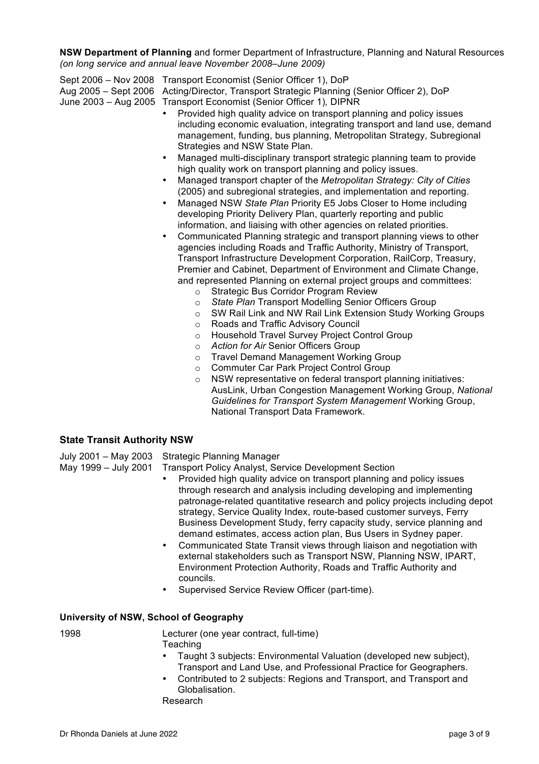**NSW Department of Planning** and former Department of Infrastructure, Planning and Natural Resources
*(on long service and annual leave November 2008–June 2009)*

Sept 2006 – Nov 2008 Transport Economist (Senior Officer 1), DoP
Aug 2005 – Sept 2006 Acting/Director, Transport Strategic Planning (Senior Officer 2), DoP
June 2003 – Aug 2005 Transport Economist (Senior Officer 1), DIPNR

- Provided high quality advice on transport planning and policy issues including economic evaluation, integrating transport and land use, demand management, funding, bus planning, Metropolitan Strategy, Subregional Strategies and NSW State Plan.
- Managed multi-disciplinary transport strategic planning team to provide high quality work on transport planning and policy issues.
- Managed transport chapter of the *Metropolitan Strategy: City of Cities* (2005) and subregional strategies, and implementation and reporting.
- Managed NSW *State Plan* Priority E5 Jobs Closer to Home including developing Priority Delivery Plan, quarterly reporting and public information, and liaising with other agencies on related priorities.
- Communicated Planning strategic and transport planning views to other agencies including Roads and Traffic Authority, Ministry of Transport, Transport Infrastructure Development Corporation, RailCorp, Treasury, Premier and Cabinet, Department of Environment and Climate Change, and represented Planning on external project groups and committees:
  - Strategic Bus Corridor Program Review
  - *State Plan* Transport Modelling Senior Officers Group
  - SW Rail Link and NW Rail Link Extension Study Working Groups
  - Roads and Traffic Advisory Council
  - Household Travel Survey Project Control Group
  - *Action for Air* Senior Officers Group
  - Travel Demand Management Working Group
  - Commuter Car Park Project Control Group
  - NSW representative on federal transport planning initiatives: AusLink, Urban Congestion Management Working Group, *National Guidelines for Transport System Management* Working Group, National Transport Data Framework.

### State Transit Authority NSW

July 2001 – May 2003 Strategic Planning Manager
May 1999 – July 2001 Transport Policy Analyst, Service Development Section

- Provided high quality advice on transport planning and policy issues through research and analysis including developing and implementing patronage-related quantitative research and policy projects including depot strategy, Service Quality Index, route-based customer surveys, Ferry Business Development Study, ferry capacity study, service planning and demand estimates, access action plan, Bus Users in Sydney paper.
- Communicated State Transit views through liaison and negotiation with external stakeholders such as Transport NSW, Planning NSW, IPART, Environment Protection Authority, Roads and Traffic Authority and councils.
- Supervised Service Review Officer (part-time).

### University of NSW, School of Geography

1998 Lecturer (one year contract, full-time)

Teaching

- Taught 3 subjects: Environmental Valuation (developed new subject), Transport and Land Use, and Professional Practice for Geographers.
- Contributed to 2 subjects: Regions and Transport, and Transport and Globalisation.

Research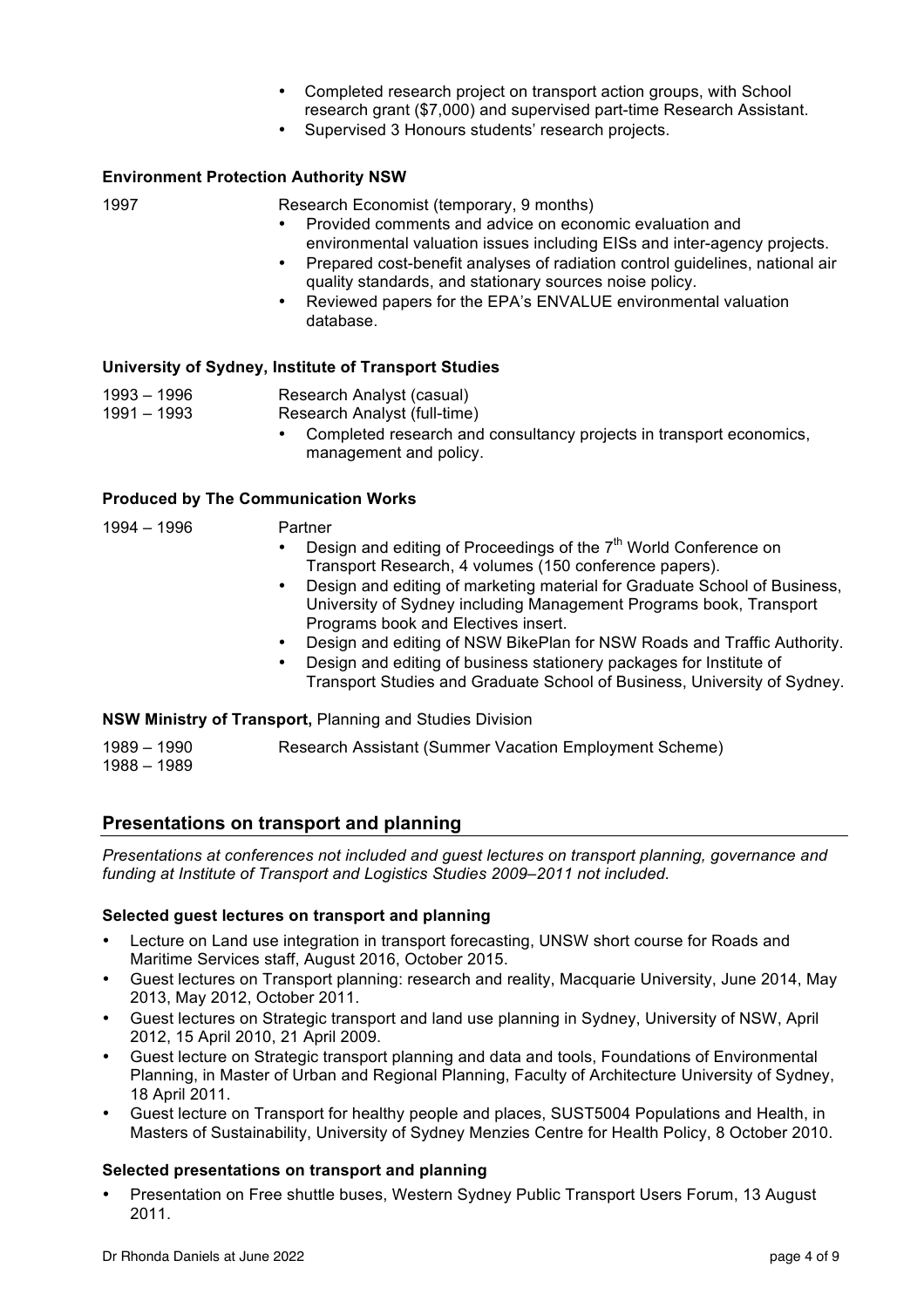- Completed research project on transport action groups, with School research grant ($7,000) and supervised part-time Research Assistant.
- Supervised 3 Honours students' research projects.

**Environment Protection Authority NSW**

1997 Research Economist (temporary, 9 months)

- Provided comments and advice on economic evaluation and environmental valuation issues including EISs and inter-agency projects.
- Prepared cost-benefit analyses of radiation control guidelines, national air quality standards, and stationary sources noise policy.
- Reviewed papers for the EPA's ENVALUE environmental valuation database.

**University of Sydney, Institute of Transport Studies**

1993 – 1996 Research Analyst (casual)
1991 – 1993 Research Analyst (full-time)

- Completed research and consultancy projects in transport economics, management and policy.

**Produced by The Communication Works**

1994 – 1996 Partner

- Design and editing of Proceedings of the 7th World Conference on Transport Research, 4 volumes (150 conference papers).
- Design and editing of marketing material for Graduate School of Business, University of Sydney including Management Programs book, Transport Programs book and Electives insert.
- Design and editing of NSW BikePlan for NSW Roads and Traffic Authority.
- Design and editing of business stationery packages for Institute of Transport Studies and Graduate School of Business, University of Sydney.

**NSW Ministry of Transport,** Planning and Studies Division

1989 – 1990 Research Assistant (Summer Vacation Employment Scheme)
1988 – 1989

## Presentations on transport and planning

*Presentations at conferences not included and guest lectures on transport planning, governance and funding at Institute of Transport and Logistics Studies 2009–2011 not included.*

**Selected guest lectures on transport and planning**

- Lecture on Land use integration in transport forecasting, UNSW short course for Roads and Maritime Services staff, August 2016, October 2015.
- Guest lectures on Transport planning: research and reality, Macquarie University, June 2014, May 2013, May 2012, October 2011.
- Guest lectures on Strategic transport and land use planning in Sydney, University of NSW, April 2012, 15 April 2010, 21 April 2009.
- Guest lecture on Strategic transport planning and data and tools, Foundations of Environmental Planning, in Master of Urban and Regional Planning, Faculty of Architecture University of Sydney, 18 April 2011.
- Guest lecture on Transport for healthy people and places, SUST5004 Populations and Health, in Masters of Sustainability, University of Sydney Menzies Centre for Health Policy, 8 October 2010.

**Selected presentations on transport and planning**

- Presentation on Free shuttle buses, Western Sydney Public Transport Users Forum, 13 August 2011.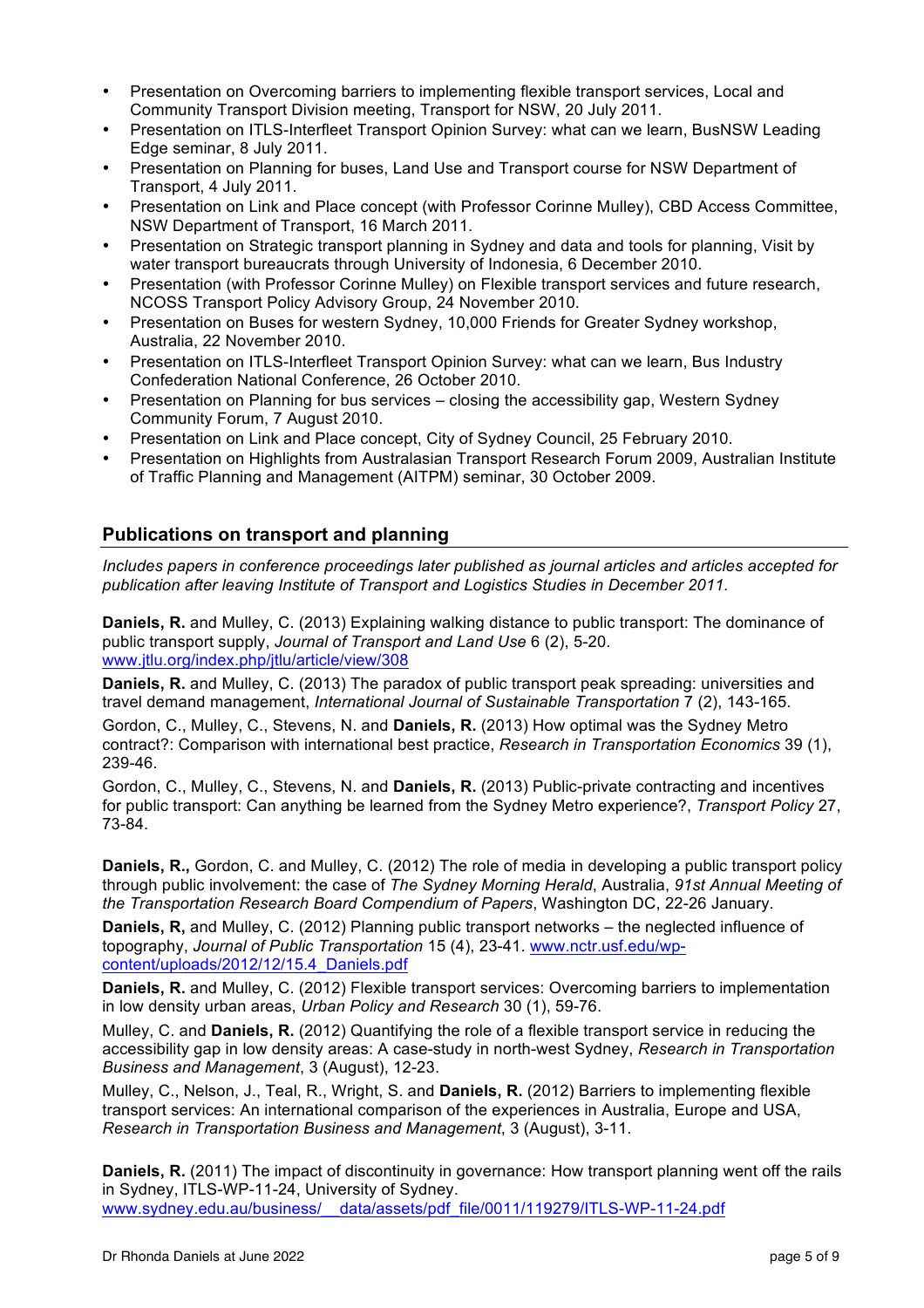- Presentation on Overcoming barriers to implementing flexible transport services, Local and Community Transport Division meeting, Transport for NSW, 20 July 2011.
- Presentation on ITLS-Interfleet Transport Opinion Survey: what can we learn, BusNSW Leading Edge seminar, 8 July 2011.
- Presentation on Planning for buses, Land Use and Transport course for NSW Department of Transport, 4 July 2011.
- Presentation on Link and Place concept (with Professor Corinne Mulley), CBD Access Committee, NSW Department of Transport, 16 March 2011.
- Presentation on Strategic transport planning in Sydney and data and tools for planning, Visit by water transport bureaucrats through University of Indonesia, 6 December 2010.
- Presentation (with Professor Corinne Mulley) on Flexible transport services and future research, NCOSS Transport Policy Advisory Group, 24 November 2010.
- Presentation on Buses for western Sydney, 10,000 Friends for Greater Sydney workshop, Australia, 22 November 2010.
- Presentation on ITLS-Interfleet Transport Opinion Survey: what can we learn, Bus Industry Confederation National Conference, 26 October 2010.
- Presentation on Planning for bus services – closing the accessibility gap, Western Sydney Community Forum, 7 August 2010.
- Presentation on Link and Place concept, City of Sydney Council, 25 February 2010.
- Presentation on Highlights from Australasian Transport Research Forum 2009, Australian Institute of Traffic Planning and Management (AITPM) seminar, 30 October 2009.

## Publications on transport and planning

*Includes papers in conference proceedings later published as journal articles and articles accepted for publication after leaving Institute of Transport and Logistics Studies in December 2011.*

**Daniels, R.** and Mulley, C. (2013) Explaining walking distance to public transport: The dominance of public transport supply, *Journal of Transport and Land Use* 6 (2), 5-20. www.jtlu.org/index.php/jtlu/article/view/308

**Daniels, R.** and Mulley, C. (2013) The paradox of public transport peak spreading: universities and travel demand management, *International Journal of Sustainable Transportation* 7 (2), 143-165.

Gordon, C., Mulley, C., Stevens, N. and **Daniels, R.** (2013) How optimal was the Sydney Metro contract?: Comparison with international best practice, *Research in Transportation Economics* 39 (1), 239-46.

Gordon, C., Mulley, C., Stevens, N. and **Daniels, R.** (2013) Public-private contracting and incentives for public transport: Can anything be learned from the Sydney Metro experience?, *Transport Policy* 27, 73-84.

**Daniels, R.,** Gordon, C. and Mulley, C. (2012) The role of media in developing a public transport policy through public involvement: the case of *The Sydney Morning Herald*, Australia, *91st Annual Meeting of the Transportation Research Board Compendium of Papers*, Washington DC, 22-26 January.

**Daniels, R,** and Mulley, C. (2012) Planning public transport networks – the neglected influence of topography, *Journal of Public Transportation* 15 (4), 23-41. www.nctr.usf.edu/wp-content/uploads/2012/12/15.4_Daniels.pdf

**Daniels, R.** and Mulley, C. (2012) Flexible transport services: Overcoming barriers to implementation in low density urban areas, *Urban Policy and Research* 30 (1), 59-76.

Mulley, C. and **Daniels, R.** (2012) Quantifying the role of a flexible transport service in reducing the accessibility gap in low density areas: A case-study in north-west Sydney, *Research in Transportation Business and Management*, 3 (August), 12-23.

Mulley, C., Nelson, J., Teal, R., Wright, S. and **Daniels, R.** (2012) Barriers to implementing flexible transport services: An international comparison of the experiences in Australia, Europe and USA, *Research in Transportation Business and Management*, 3 (August), 3-11.

**Daniels, R.** (2011) The impact of discontinuity in governance: How transport planning went off the rails in Sydney, ITLS-WP-11-24, University of Sydney. www.sydney.edu.au/business/__data/assets/pdf_file/0011/119279/ITLS-WP-11-24.pdf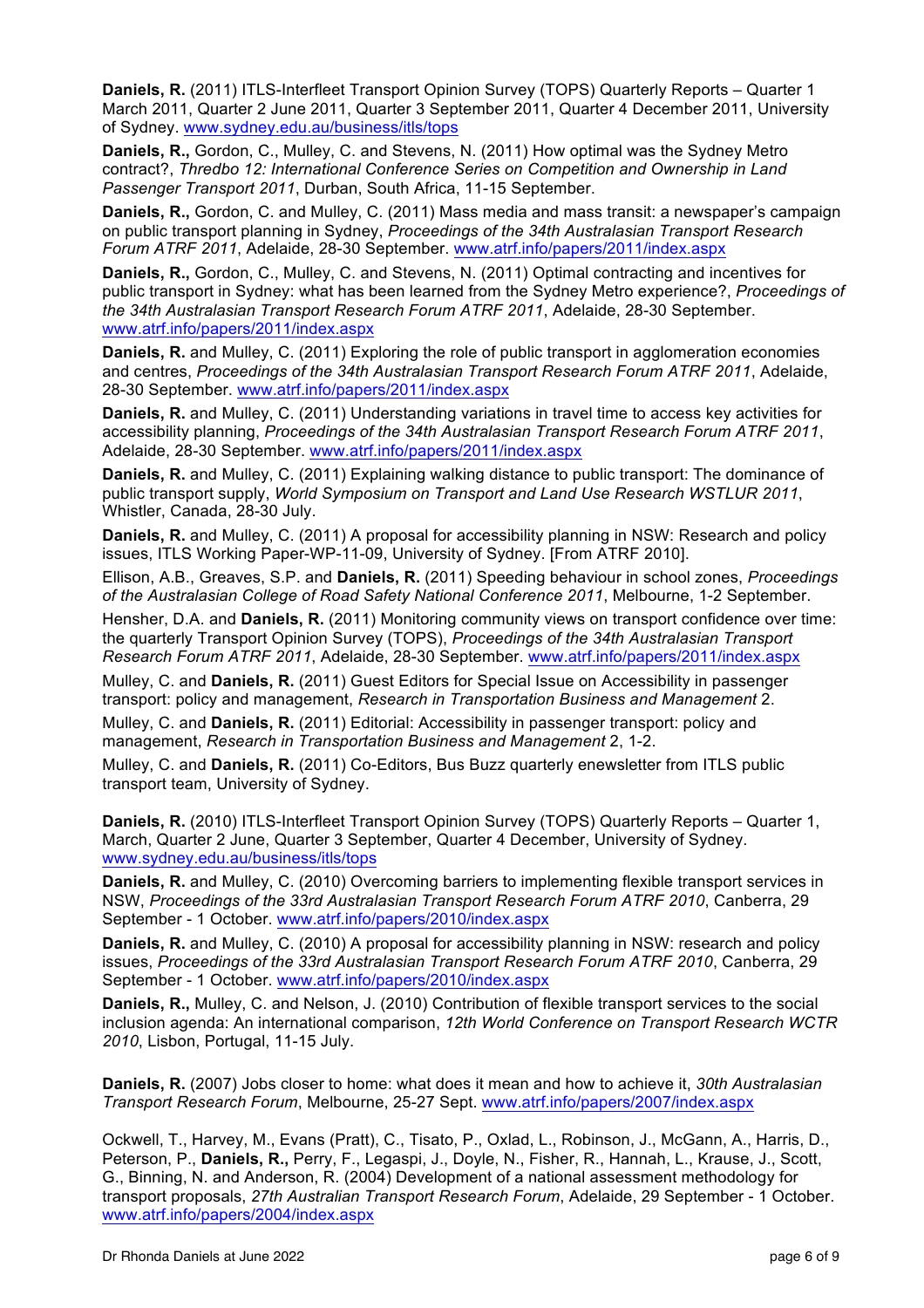**Daniels, R.** (2011) ITLS-Interfleet Transport Opinion Survey (TOPS) Quarterly Reports – Quarter 1 March 2011, Quarter 2 June 2011, Quarter 3 September 2011, Quarter 4 December 2011, University of Sydney. www.sydney.edu.au/business/itls/tops

**Daniels, R.,** Gordon, C., Mulley, C. and Stevens, N. (2011) How optimal was the Sydney Metro contract?, *Thredbo 12: International Conference Series on Competition and Ownership in Land Passenger Transport 2011*, Durban, South Africa, 11-15 September.

**Daniels, R.,** Gordon, C. and Mulley, C. (2011) Mass media and mass transit: a newspaper's campaign on public transport planning in Sydney, *Proceedings of the 34th Australasian Transport Research Forum ATRF 2011*, Adelaide, 28-30 September. www.atrf.info/papers/2011/index.aspx

**Daniels, R.,** Gordon, C., Mulley, C. and Stevens, N. (2011) Optimal contracting and incentives for public transport in Sydney: what has been learned from the Sydney Metro experience?, *Proceedings of the 34th Australasian Transport Research Forum ATRF 2011*, Adelaide, 28-30 September. www.atrf.info/papers/2011/index.aspx

**Daniels, R.** and Mulley, C. (2011) Exploring the role of public transport in agglomeration economies and centres, *Proceedings of the 34th Australasian Transport Research Forum ATRF 2011*, Adelaide, 28-30 September. www.atrf.info/papers/2011/index.aspx

**Daniels, R.** and Mulley, C. (2011) Understanding variations in travel time to access key activities for accessibility planning, *Proceedings of the 34th Australasian Transport Research Forum ATRF 2011*, Adelaide, 28-30 September. www.atrf.info/papers/2011/index.aspx

**Daniels, R.** and Mulley, C. (2011) Explaining walking distance to public transport: The dominance of public transport supply, *World Symposium on Transport and Land Use Research WSTLUR 2011*, Whistler, Canada, 28-30 July.

**Daniels, R.** and Mulley, C. (2011) A proposal for accessibility planning in NSW: Research and policy issues, ITLS Working Paper-WP-11-09, University of Sydney. [From ATRF 2010].

Ellison, A.B., Greaves, S.P. and **Daniels, R.** (2011) Speeding behaviour in school zones, *Proceedings of the Australasian College of Road Safety National Conference 2011*, Melbourne, 1-2 September.

Hensher, D.A. and **Daniels, R.** (2011) Monitoring community views on transport confidence over time: the quarterly Transport Opinion Survey (TOPS), *Proceedings of the 34th Australasian Transport Research Forum ATRF 2011*, Adelaide, 28-30 September. www.atrf.info/papers/2011/index.aspx

Mulley, C. and **Daniels, R.** (2011) Guest Editors for Special Issue on Accessibility in passenger transport: policy and management, *Research in Transportation Business and Management* 2.

Mulley, C. and **Daniels, R.** (2011) Editorial: Accessibility in passenger transport: policy and management, *Research in Transportation Business and Management* 2, 1-2.

Mulley, C. and **Daniels, R.** (2011) Co-Editors, Bus Buzz quarterly enewsletter from ITLS public transport team, University of Sydney.

**Daniels, R.** (2010) ITLS-Interfleet Transport Opinion Survey (TOPS) Quarterly Reports – Quarter 1, March, Quarter 2 June, Quarter 3 September, Quarter 4 December, University of Sydney. www.sydney.edu.au/business/itls/tops

**Daniels, R.** and Mulley, C. (2010) Overcoming barriers to implementing flexible transport services in NSW, *Proceedings of the 33rd Australasian Transport Research Forum ATRF 2010*, Canberra, 29 September - 1 October. www.atrf.info/papers/2010/index.aspx

**Daniels, R.** and Mulley, C. (2010) A proposal for accessibility planning in NSW: research and policy issues, *Proceedings of the 33rd Australasian Transport Research Forum ATRF 2010*, Canberra, 29 September - 1 October. www.atrf.info/papers/2010/index.aspx

**Daniels, R.,** Mulley, C. and Nelson, J. (2010) Contribution of flexible transport services to the social inclusion agenda: An international comparison, *12th World Conference on Transport Research WCTR 2010*, Lisbon, Portugal, 11-15 July.

**Daniels, R.** (2007) Jobs closer to home: what does it mean and how to achieve it, *30th Australasian Transport Research Forum*, Melbourne, 25-27 Sept. www.atrf.info/papers/2007/index.aspx

Ockwell, T., Harvey, M., Evans (Pratt), C., Tisato, P., Oxlad, L., Robinson, J., McGann, A., Harris, D., Peterson, P., **Daniels, R.,** Perry, F., Legaspi, J., Doyle, N., Fisher, R., Hannah, L., Krause, J., Scott, G., Binning, N. and Anderson, R. (2004) Development of a national assessment methodology for transport proposals, *27th Australian Transport Research Forum*, Adelaide, 29 September - 1 October. www.atrf.info/papers/2004/index.aspx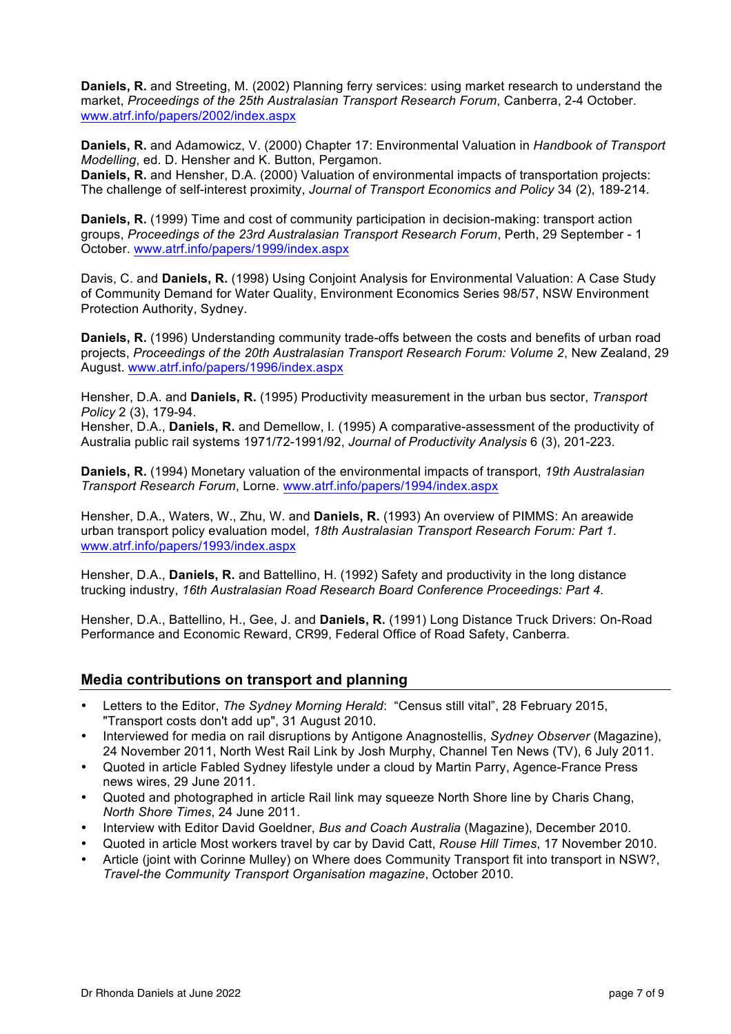**Daniels, R.** and Streeting, M. (2002) Planning ferry services: using market research to understand the market, *Proceedings of the 25th Australasian Transport Research Forum*, Canberra, 2-4 October. www.atrf.info/papers/2002/index.aspx

**Daniels, R.** and Adamowicz, V. (2000) Chapter 17: Environmental Valuation in *Handbook of Transport Modelling*, ed. D. Hensher and K. Button, Pergamon.
**Daniels, R.** and Hensher, D.A. (2000) Valuation of environmental impacts of transportation projects: The challenge of self-interest proximity, *Journal of Transport Economics and Policy* 34 (2), 189-214.

**Daniels, R.** (1999) Time and cost of community participation in decision-making: transport action groups, *Proceedings of the 23rd Australasian Transport Research Forum*, Perth, 29 September - 1 October. www.atrf.info/papers/1999/index.aspx

Davis, C. and **Daniels, R.** (1998) Using Conjoint Analysis for Environmental Valuation: A Case Study of Community Demand for Water Quality, Environment Economics Series 98/57, NSW Environment Protection Authority, Sydney.

**Daniels, R.** (1996) Understanding community trade-offs between the costs and benefits of urban road projects, *Proceedings of the 20th Australasian Transport Research Forum: Volume 2*, New Zealand, 29 August. www.atrf.info/papers/1996/index.aspx

Hensher, D.A. and **Daniels, R.** (1995) Productivity measurement in the urban bus sector, *Transport Policy* 2 (3), 179-94.
Hensher, D.A., **Daniels, R.** and Demellow, I. (1995) A comparative-assessment of the productivity of Australia public rail systems 1971/72-1991/92, *Journal of Productivity Analysis* 6 (3), 201-223.

**Daniels, R.** (1994) Monetary valuation of the environmental impacts of transport, *19th Australasian Transport Research Forum*, Lorne. www.atrf.info/papers/1994/index.aspx

Hensher, D.A., Waters, W., Zhu, W. and **Daniels, R.** (1993) An overview of PIMMS: An areawide urban transport policy evaluation model, *18th Australasian Transport Research Forum: Part 1*. www.atrf.info/papers/1993/index.aspx

Hensher, D.A., **Daniels, R.** and Battellino, H. (1992) Safety and productivity in the long distance trucking industry, *16th Australasian Road Research Board Conference Proceedings: Part 4*.

Hensher, D.A., Battellino, H., Gee, J. and **Daniels, R.** (1991) Long Distance Truck Drivers: On-Road Performance and Economic Reward, CR99, Federal Office of Road Safety, Canberra.

## Media contributions on transport and planning

- Letters to the Editor, *The Sydney Morning Herald*: "Census still vital", 28 February 2015, "Transport costs don't add up", 31 August 2010.
- Interviewed for media on rail disruptions by Antigone Anagnostellis, *Sydney Observer* (Magazine), 24 November 2011, North West Rail Link by Josh Murphy, Channel Ten News (TV), 6 July 2011.
- Quoted in article Fabled Sydney lifestyle under a cloud by Martin Parry, Agence-France Press news wires, 29 June 2011.
- Quoted and photographed in article Rail link may squeeze North Shore line by Charis Chang, *North Shore Times*, 24 June 2011.
- Interview with Editor David Goeldner, *Bus and Coach Australia* (Magazine), December 2010.
- Quoted in article Most workers travel by car by David Catt, *Rouse Hill Times*, 17 November 2010.
- Article (joint with Corinne Mulley) on Where does Community Transport fit into transport in NSW?, *Travel-the Community Transport Organisation magazine*, October 2010.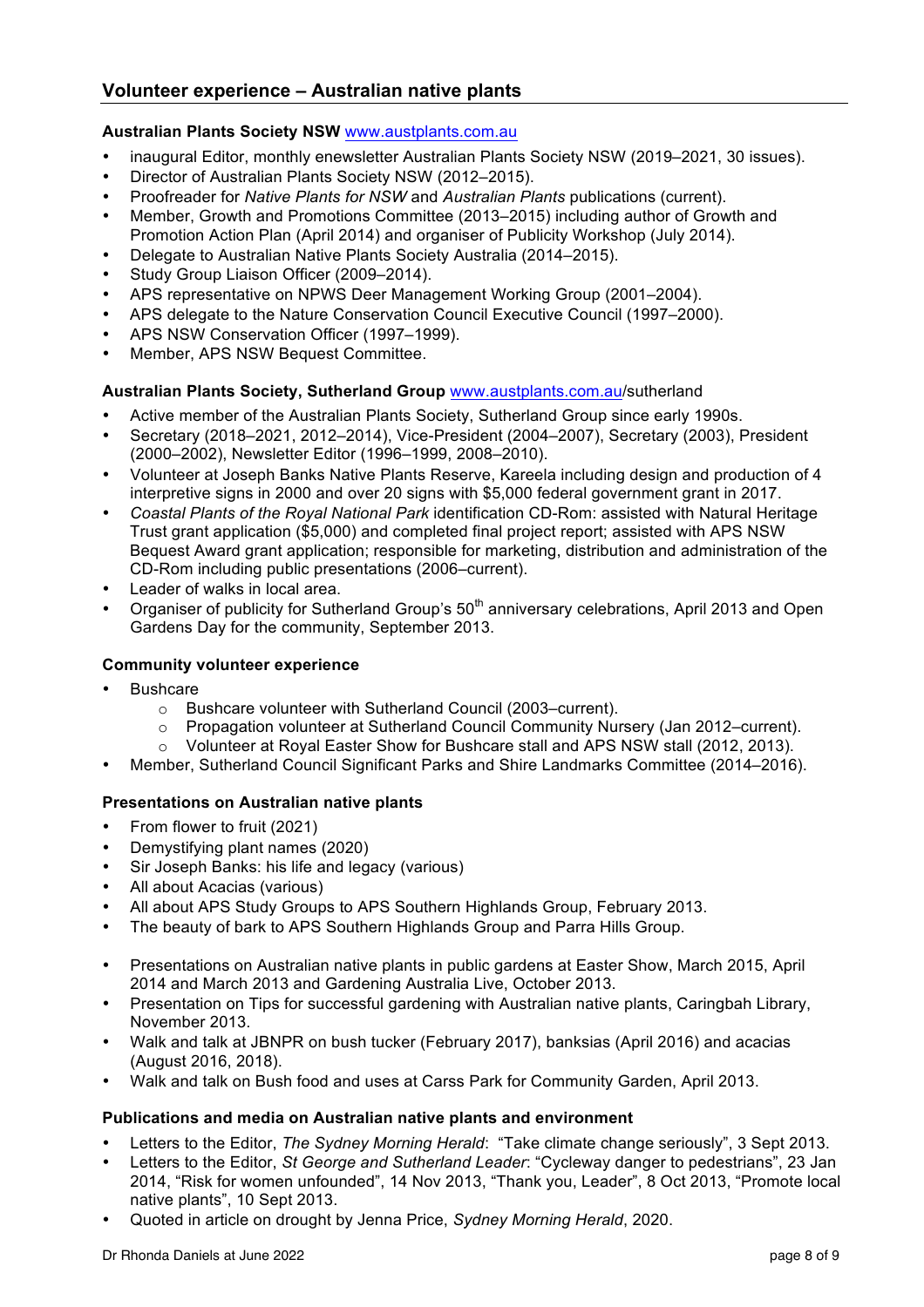## Volunteer experience – Australian native plants

**Australian Plants Society NSW** www.austplants.com.au

- inaugural Editor, monthly enewsletter Australian Plants Society NSW (2019–2021, 30 issues).
- Director of Australian Plants Society NSW (2012–2015).
- Proofreader for *Native Plants for NSW* and *Australian Plants* publications (current).
- Member, Growth and Promotions Committee (2013–2015) including author of Growth and Promotion Action Plan (April 2014) and organiser of Publicity Workshop (July 2014).
- Delegate to Australian Native Plants Society Australia (2014–2015).
- Study Group Liaison Officer (2009–2014).
- APS representative on NPWS Deer Management Working Group (2001–2004).
- APS delegate to the Nature Conservation Council Executive Council (1997–2000).
- APS NSW Conservation Officer (1997–1999).
- Member, APS NSW Bequest Committee.

**Australian Plants Society, Sutherland Group** www.austplants.com.au/sutherland

- Active member of the Australian Plants Society, Sutherland Group since early 1990s.
- Secretary (2018–2021, 2012–2014), Vice-President (2004–2007), Secretary (2003), President (2000–2002), Newsletter Editor (1996–1999, 2008–2010).
- Volunteer at Joseph Banks Native Plants Reserve, Kareela including design and production of 4 interpretive signs in 2000 and over 20 signs with $5,000 federal government grant in 2017.
- *Coastal Plants of the Royal National Park* identification CD-Rom: assisted with Natural Heritage Trust grant application ($5,000) and completed final project report; assisted with APS NSW Bequest Award grant application; responsible for marketing, distribution and administration of the CD-Rom including public presentations (2006–current).
- Leader of walks in local area.
- Organiser of publicity for Sutherland Group's 50th anniversary celebrations, April 2013 and Open Gardens Day for the community, September 2013.

**Community volunteer experience**

- Bushcare
  - Bushcare volunteer with Sutherland Council (2003–current).
  - Propagation volunteer at Sutherland Council Community Nursery (Jan 2012–current).
  - Volunteer at Royal Easter Show for Bushcare stall and APS NSW stall (2012, 2013).
- Member, Sutherland Council Significant Parks and Shire Landmarks Committee (2014–2016).

**Presentations on Australian native plants**

- From flower to fruit (2021)
- Demystifying plant names (2020)
- Sir Joseph Banks: his life and legacy (various)
- All about Acacias (various)
- All about APS Study Groups to APS Southern Highlands Group, February 2013.
- The beauty of bark to APS Southern Highlands Group and Parra Hills Group.
- Presentations on Australian native plants in public gardens at Easter Show, March 2015, April 2014 and March 2013 and Gardening Australia Live, October 2013.
- Presentation on Tips for successful gardening with Australian native plants, Caringbah Library, November 2013.
- Walk and talk at JBNPR on bush tucker (February 2017), banksias (April 2016) and acacias (August 2016, 2018).
- Walk and talk on Bush food and uses at Carss Park for Community Garden, April 2013.

**Publications and media on Australian native plants and environment**

- Letters to the Editor, *The Sydney Morning Herald*: "Take climate change seriously", 3 Sept 2013.
- Letters to the Editor, *St George and Sutherland Leader*: "Cycleway danger to pedestrians", 23 Jan 2014, "Risk for women unfounded", 14 Nov 2013, "Thank you, Leader", 8 Oct 2013, "Promote local native plants", 10 Sept 2013.
- Quoted in article on drought by Jenna Price, *Sydney Morning Herald*, 2020.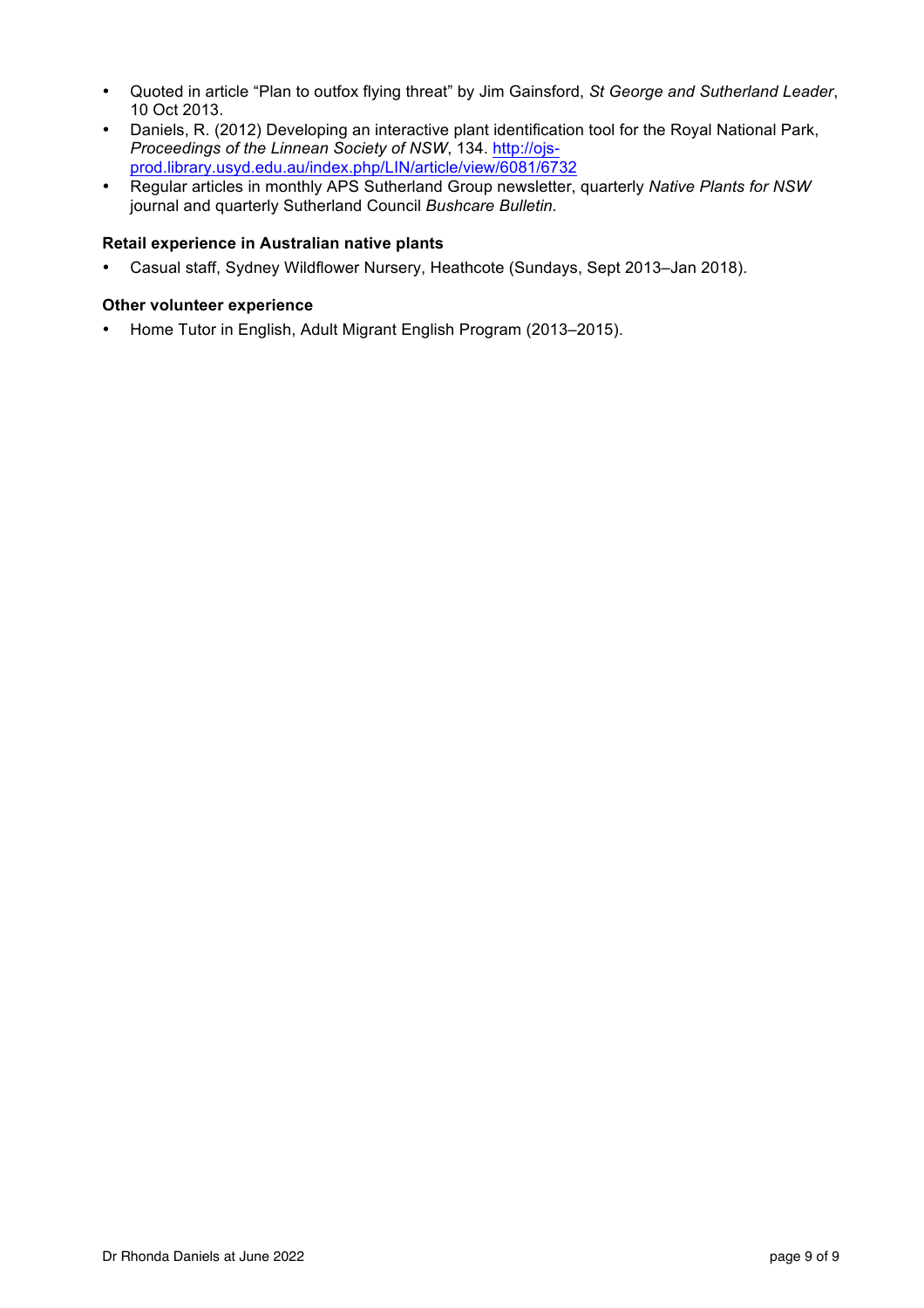- Quoted in article "Plan to outfox flying threat" by Jim Gainsford, *St George and Sutherland Leader*, 10 Oct 2013.
- Daniels, R. (2012) Developing an interactive plant identification tool for the Royal National Park, *Proceedings of the Linnean Society of NSW*, 134. [http://ojs-prod.library.usyd.edu.au/index.php/LIN/article/view/6081/6732](http://ojs-prod.library.usyd.edu.au/index.php/LIN/article/view/6081/6732)
- Regular articles in monthly APS Sutherland Group newsletter, quarterly *Native Plants for NSW* journal and quarterly Sutherland Council *Bushcare Bulletin*.

**Retail experience in Australian native plants**

- Casual staff, Sydney Wildflower Nursery, Heathcote (Sundays, Sept 2013–Jan 2018).

**Other volunteer experience**

- Home Tutor in English, Adult Migrant English Program (2013–2015).